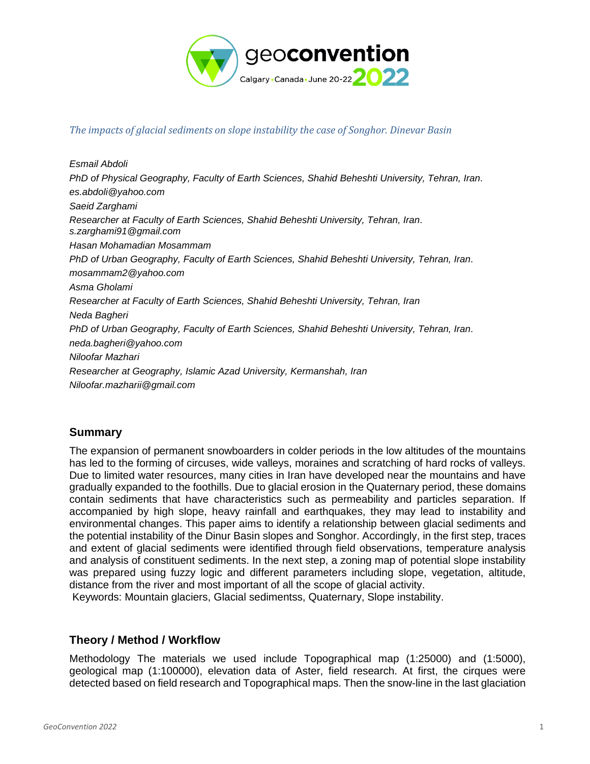*The impacts of glacial sediments on slope instability the case of Songhor. Dinevar Basin*

*Esmail Abdoli*
*PhD of Physical Geography, Faculty of Earth Sciences, Shahid Beheshti University, Tehran, Iran.*
*es.abdoli@yahoo.com*
*Saeid Zarghami*
*Researcher at Faculty of Earth Sciences, Shahid Beheshti University, Tehran, Iran.*
*s.zarghami91@gmail.com*
*Hasan Mohamadian Mosammam*
*PhD of Urban Geography, Faculty of Earth Sciences, Shahid Beheshti University, Tehran, Iran.*
*mosammam2@yahoo.com*
*Asma Gholami*
*Researcher at Faculty of Earth Sciences, Shahid Beheshti University, Tehran, Iran*
*Neda Bagheri*
*PhD of Urban Geography, Faculty of Earth Sciences, Shahid Beheshti University, Tehran, Iran.*
*neda.bagheri@yahoo.com*
*Niloofar Mazhari*
*Researcher at Geography, Islamic Azad University, Kermanshah, Iran*
*Niloofar.mazharii@gmail.com*

## Summary

The expansion of permanent snowboarders in colder periods in the low altitudes of the mountains has led to the forming of circuses, wide valleys, moraines and scratching of hard rocks of valleys. Due to limited water resources, many cities in Iran have developed near the mountains and have gradually expanded to the foothills. Due to glacial erosion in the Quaternary period, these domains contain sediments that have characteristics such as permeability and particles separation. If accompanied by high slope, heavy rainfall and earthquakes, they may lead to instability and environmental changes. This paper aims to identify a relationship between glacial sediments and the potential instability of the Dinur Basin slopes and Songhor. Accordingly, in the first step, traces and extent of glacial sediments were identified through field observations, temperature analysis and analysis of constituent sediments. In the next step, a zoning map of potential slope instability was prepared using fuzzy logic and different parameters including slope, vegetation, altitude, distance from the river and most important of all the scope of glacial activity.

Keywords: Mountain glaciers, Glacial sedimentss, Quaternary, Slope instability.

## Theory / Method / Workflow

Methodology The materials we used include Topographical map (1:25000) and (1:5000), geological map (1:100000), elevation data of Aster, field research. At first, the cirques were detected based on field research and Topographical maps. Then the snow-line in the last glaciation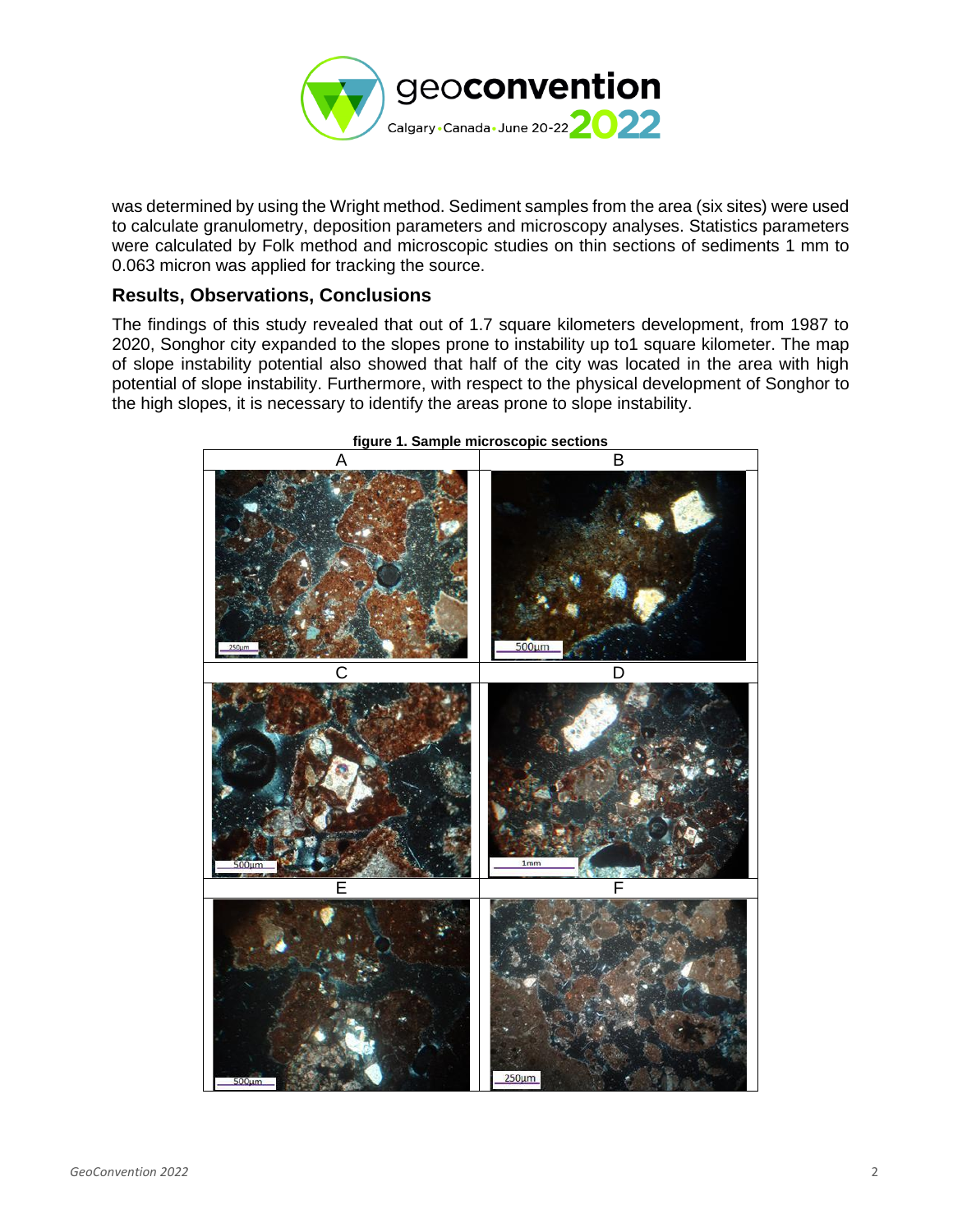was determined by using the Wright method. Sediment samples from the area (six sites) were used to calculate granulometry, deposition parameters and microscopy analyses. Statistics parameters were calculated by Folk method and microscopic studies on thin sections of sediments 1 mm to 0.063 micron was applied for tracking the source.

## Results, Observations, Conclusions

The findings of this study revealed that out of 1.7 square kilometers development, from 1987 to 2020, Songhor city expanded to the slopes prone to instability up to1 square kilometer. The map of slope instability potential also showed that half of the city was located in the area with high potential of slope instability. Furthermore, with respect to the physical development of Songhor to the high slopes, it is necessary to identify the areas prone to slope instability.

**figure 1. Sample microscopic sections**

| A | B |
|---|---|
| 250µm | 500µm |
| **C** | **D** |
| 500µm | 1mm |
| **E** | **F** |
| 500µm | 250µm |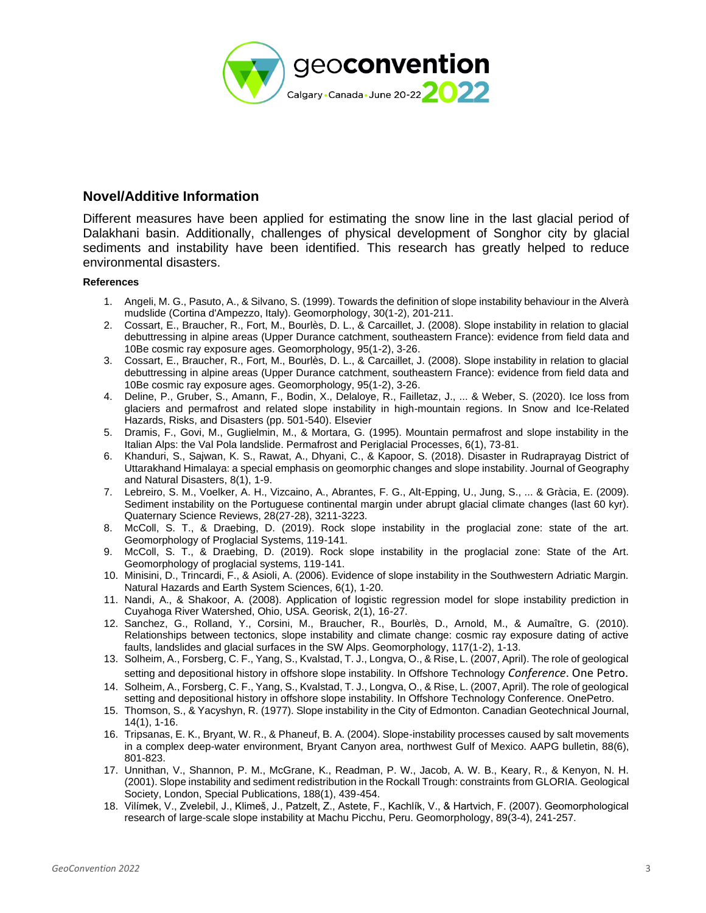## Novel/Additive Information

Different measures have been applied for estimating the snow line in the last glacial period of Dalakhani basin. Additionally, challenges of physical development of Songhor city by glacial sediments and instability have been identified. This research has greatly helped to reduce environmental disasters.

**References**

1. Angeli, M. G., Pasuto, A., & Silvano, S. (1999). Towards the definition of slope instability behaviour in the Alverà mudslide (Cortina d'Ampezzo, Italy). Geomorphology, 30(1-2), 201-211.
2. Cossart, E., Braucher, R., Fort, M., Bourlès, D. L., & Carcaillet, J. (2008). Slope instability in relation to glacial debuttressing in alpine areas (Upper Durance catchment, southeastern France): evidence from field data and 10Be cosmic ray exposure ages. Geomorphology, 95(1-2), 3-26.
3. Cossart, E., Braucher, R., Fort, M., Bourlès, D. L., & Carcaillet, J. (2008). Slope instability in relation to glacial debuttressing in alpine areas (Upper Durance catchment, southeastern France): evidence from field data and 10Be cosmic ray exposure ages. Geomorphology, 95(1-2), 3-26.
4. Deline, P., Gruber, S., Amann, F., Bodin, X., Delaloye, R., Failletaz, J., ... & Weber, S. (2020). Ice loss from glaciers and permafrost and related slope instability in high-mountain regions. In Snow and Ice-Related Hazards, Risks, and Disasters (pp. 501-540). Elsevier
5. Dramis, F., Govi, M., Guglielmin, M., & Mortara, G. (1995). Mountain permafrost and slope instability in the Italian Alps: the Val Pola landslide. Permafrost and Periglacial Processes, 6(1), 73-81.
6. Khanduri, S., Sajwan, K. S., Rawat, A., Dhyani, C., & Kapoor, S. (2018). Disaster in Rudraprayag District of Uttarakhand Himalaya: a special emphasis on geomorphic changes and slope instability. Journal of Geography and Natural Disasters, 8(1), 1-9.
7. Lebreiro, S. M., Voelker, A. H., Vizcaino, A., Abrantes, F. G., Alt-Epping, U., Jung, S., ... & Gràcia, E. (2009). Sediment instability on the Portuguese continental margin under abrupt glacial climate changes (last 60 kyr). Quaternary Science Reviews, 28(27-28), 3211-3223.
8. McColl, S. T., & Draebing, D. (2019). Rock slope instability in the proglacial zone: state of the art. Geomorphology of Proglacial Systems, 119-141.
9. McColl, S. T., & Draebing, D. (2019). Rock slope instability in the proglacial zone: State of the Art. Geomorphology of proglacial systems, 119-141.
10. Minisini, D., Trincardi, F., & Asioli, A. (2006). Evidence of slope instability in the Southwestern Adriatic Margin. Natural Hazards and Earth System Sciences, 6(1), 1-20.
11. Nandi, A., & Shakoor, A. (2008). Application of logistic regression model for slope instability prediction in Cuyahoga River Watershed, Ohio, USA. Georisk, 2(1), 16-27.
12. Sanchez, G., Rolland, Y., Corsini, M., Braucher, R., Bourlès, D., Arnold, M., & Aumaître, G. (2010). Relationships between tectonics, slope instability and climate change: cosmic ray exposure dating of active faults, landslides and glacial surfaces in the SW Alps. Geomorphology, 117(1-2), 1-13.
13. Solheim, A., Forsberg, C. F., Yang, S., Kvalstad, T. J., Longva, O., & Rise, L. (2007, April). The role of geological setting and depositional history in offshore slope instability. In Offshore Technology *Conference*. One Petro.
14. Solheim, A., Forsberg, C. F., Yang, S., Kvalstad, T. J., Longva, O., & Rise, L. (2007, April). The role of geological setting and depositional history in offshore slope instability. In Offshore Technology Conference. OnePetro.
15. Thomson, S., & Yacyshyn, R. (1977). Slope instability in the City of Edmonton. Canadian Geotechnical Journal, 14(1), 1-16.
16. Tripsanas, E. K., Bryant, W. R., & Phaneuf, B. A. (2004). Slope-instability processes caused by salt movements in a complex deep-water environment, Bryant Canyon area, northwest Gulf of Mexico. AAPG bulletin, 88(6), 801-823.
17. Unnithan, V., Shannon, P. M., McGrane, K., Readman, P. W., Jacob, A. W. B., Keary, R., & Kenyon, N. H. (2001). Slope instability and sediment redistribution in the Rockall Trough: constraints from GLORIA. Geological Society, London, Special Publications, 188(1), 439-454.
18. Vilímek, V., Zvelebil, J., Klimeš, J., Patzelt, Z., Astete, F., Kachlík, V., & Hartvich, F. (2007). Geomorphological research of large-scale slope instability at Machu Picchu, Peru. Geomorphology, 89(3-4), 241-257.